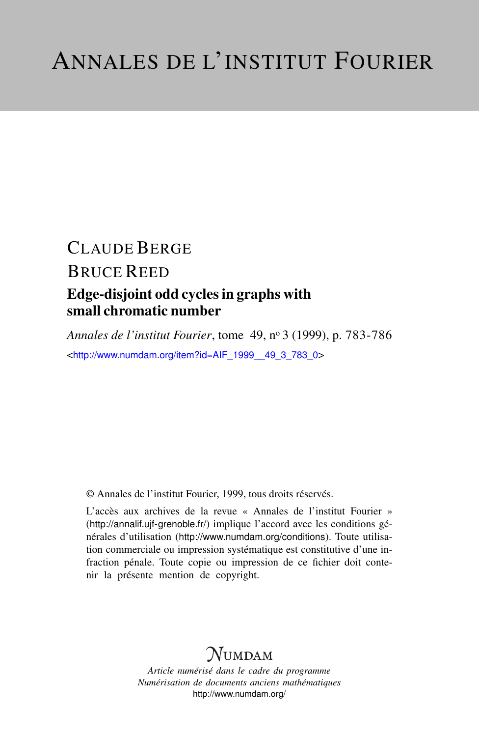# ANNALES DE L'INSTITUT FOURIER

CLAUDE BERGE

BRUCE REED

## Edge-disjoint odd cycles in graphs with small chromatic number

*Annales de l'institut Fourier*, tome 49, n° 3 (1999), p. 783-786

<http://www.numdam.org/item?id=AIF_1999__49_3_783_0>

© Annales de l'institut Fourier, 1999, tous droits réservés.

L'accès aux archives de la revue « Annales de l'institut Fourier » (http://annalif.ujf-grenoble.fr/) implique l'accord avec les conditions générales d'utilisation (http://www.numdam.org/conditions). Toute utilisation commerciale ou impression systématique est constitutive d'une infraction pénale. Toute copie ou impression de ce fichier doit contenir la présente mention de copyright.

NUMDAM

*Article numérisé dans le cadre du programme*
*Numérisation de documents anciens mathématiques*
http://www.numdam.org/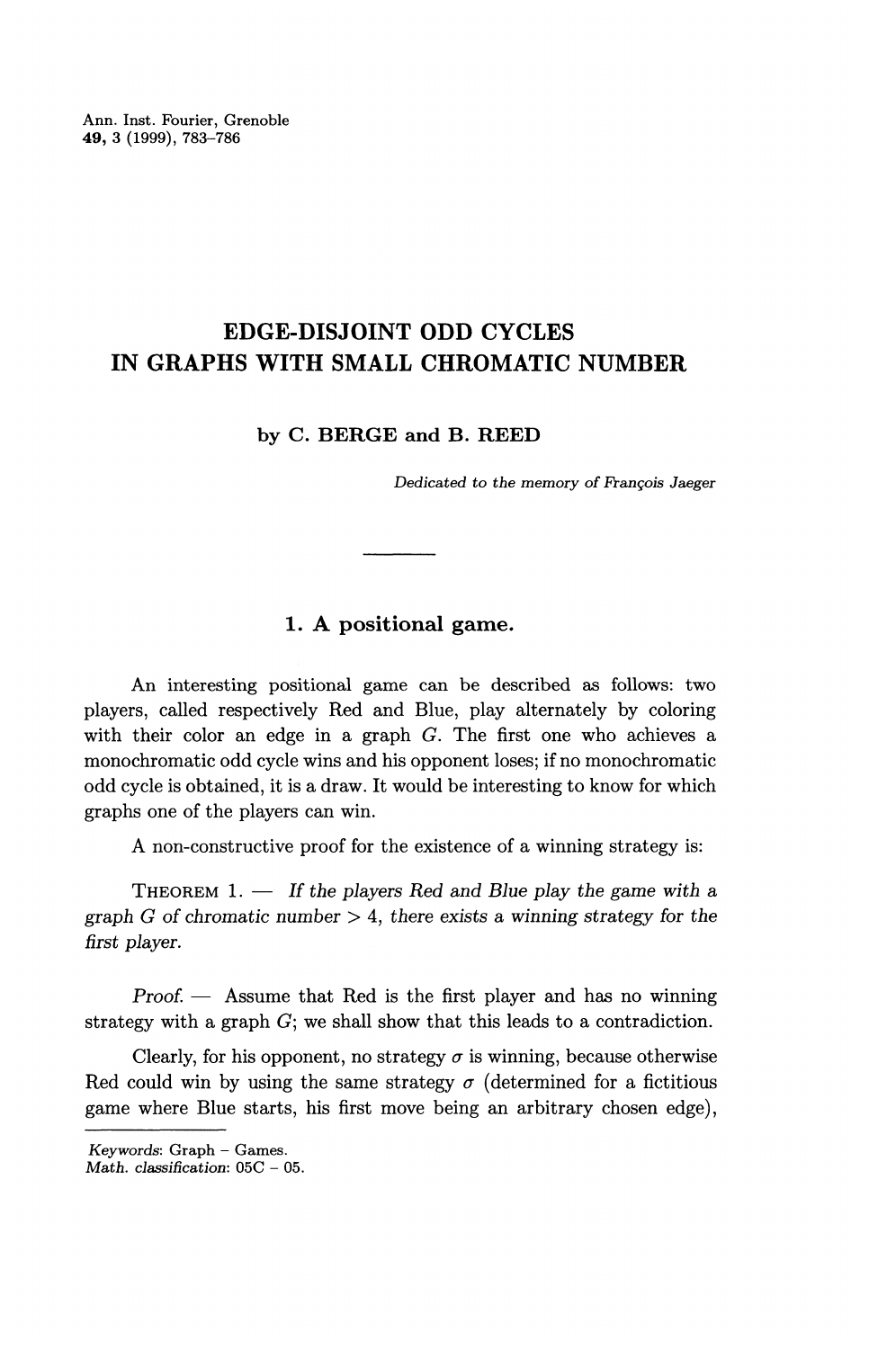# EDGE-DISJOINT ODD CYCLES IN GRAPHS WITH SMALL CHROMATIC NUMBER

**by C. BERGE and B. REED**

*Dedicated to the memory of François Jaeger*

---

## 1. A positional game.

An interesting positional game can be described as follows: two players, called respectively Red and Blue, play alternately by coloring with their color an edge in a graph $G$. The first one who achieves a monochromatic odd cycle wins and his opponent loses; if no monochromatic odd cycle is obtained, it is a draw. It would be interesting to know for which graphs one of the players can win.

A non-constructive proof for the existence of a winning strategy is:

THEOREM 1. — *If the players Red and Blue play the game with a graph $G$ of chromatic number $> 4$, there exists a winning strategy for the first player.*

*Proof.* — Assume that Red is the first player and has no winning strategy with a graph $G$; we shall show that this leads to a contradiction.

Clearly, for his opponent, no strategy $\sigma$ is winning, because otherwise Red could win by using the same strategy $\sigma$ (determined for a fictitious game where Blue starts, his first move being an arbitrary chosen edge),

*Keywords*: Graph – Games.
*Math. classification*: 05C – 05.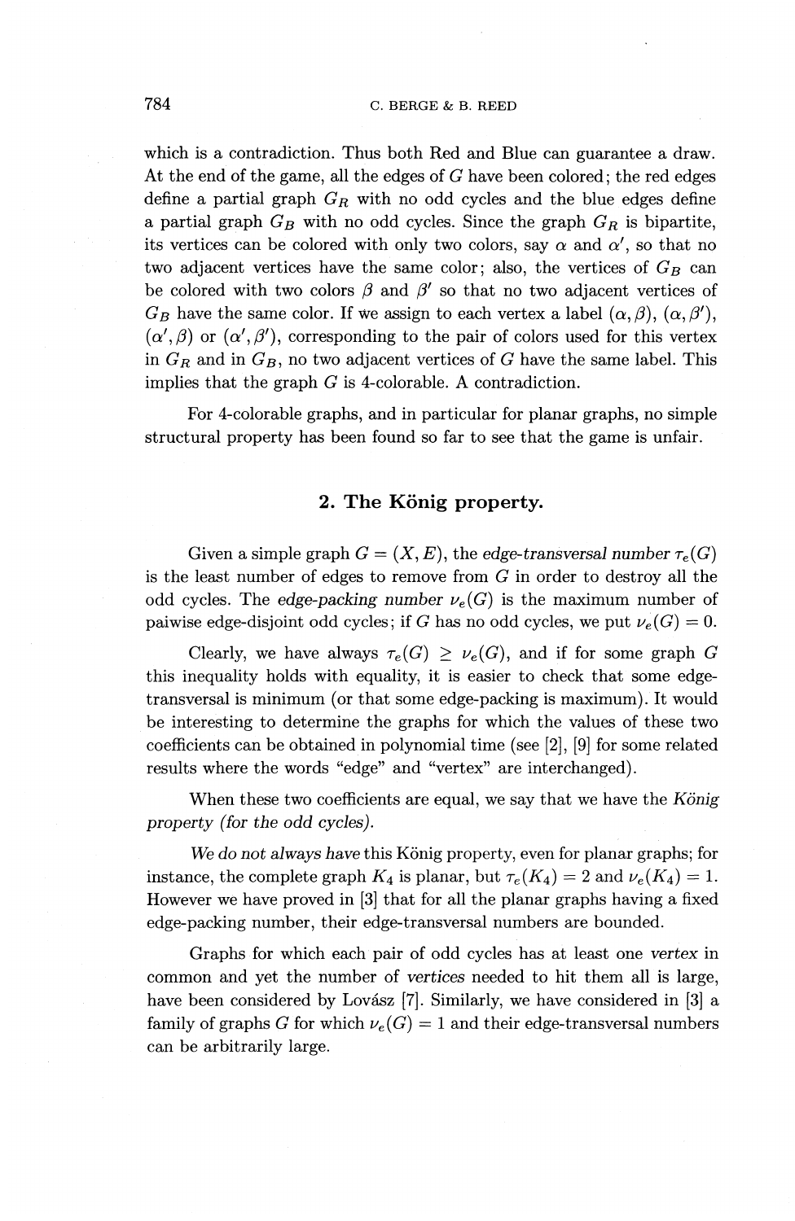which is a contradiction. Thus both Red and Blue can guarantee a draw. At the end of the game, all the edges of $G$ have been colored; the red edges define a partial graph $G_R$ with no odd cycles and the blue edges define a partial graph $G_B$ with no odd cycles. Since the graph $G_R$ is bipartite, its vertices can be colored with only two colors, say $\alpha$ and $\alpha'$, so that no two adjacent vertices have the same color; also, the vertices of $G_B$ can be colored with two colors $\beta$ and $\beta'$ so that no two adjacent vertices of $G_B$ have the same color. If we assign to each vertex a label $(\alpha, \beta)$, $(\alpha, \beta')$, $(\alpha', \beta)$ or $(\alpha', \beta')$, corresponding to the pair of colors used for this vertex in $G_R$ and in $G_B$, no two adjacent vertices of $G$ have the same label. This implies that the graph $G$ is 4-colorable. A contradiction.

For 4-colorable graphs, and in particular for planar graphs, no simple structural property has been found so far to see that the game is unfair.

## 2. The König property.

Given a simple graph $G = (X, E)$, the *edge-transversal number* $\tau_e(G)$ is the least number of edges to remove from $G$ in order to destroy all the odd cycles. The *edge-packing number* $\nu_e(G)$ is the maximum number of paiwise edge-disjoint odd cycles; if $G$ has no odd cycles, we put $\nu_e(G) = 0$.

Clearly, we have always $\tau_e(G) \geq \nu_e(G)$, and if for some graph $G$ this inequality holds with equality, it is easier to check that some edge-transversal is minimum (or that some edge-packing is maximum). It would be interesting to determine the graphs for which the values of these two coefficients can be obtained in polynomial time (see [2], [9] for some related results where the words "edge" and "vertex" are interchanged).

When these two coefficients are equal, we say that we have the *König property (for the odd cycles).*

*We do not always have* this König property, even for planar graphs; for instance, the complete graph $K_4$ is planar, but $\tau_e(K_4) = 2$ and $\nu_e(K_4) = 1$. However we have proved in [3] that for all the planar graphs having a fixed edge-packing number, their edge-transversal numbers are bounded.

Graphs for which each pair of odd cycles has at least one *vertex* in common and yet the number of *vertices* needed to hit them all is large, have been considered by Lovász [7]. Similarly, we have considered in [3] a family of graphs $G$ for which $\nu_e(G) = 1$ and their edge-transversal numbers can be arbitrarily large.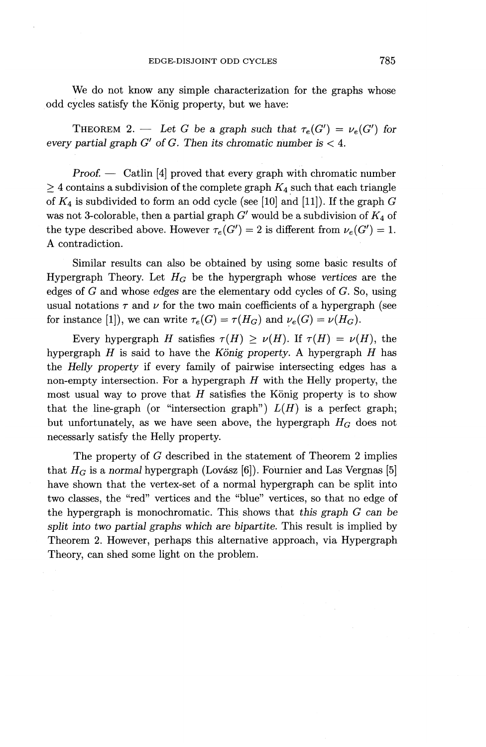We do not know any simple characterization for the graphs whose odd cycles satisfy the König property, but we have:

THEOREM 2. — *Let $G$ be a graph such that $\tau_e(G') = \nu_e(G')$ for every partial graph $G'$ of $G$. Then its chromatic number is $< 4$.*

*Proof.* — Catlin [4] proved that every graph with chromatic number $\geq 4$ contains a subdivision of the complete graph $K_4$ such that each triangle of $K_4$ is subdivided to form an odd cycle (see [10] and [11]). If the graph $G$ was not 3-colorable, then a partial graph $G'$ would be a subdivision of $K_4$ of the type described above. However $\tau_e(G') = 2$ is different from $\nu_e(G') = 1$. A contradiction.

Similar results can also be obtained by using some basic results of Hypergraph Theory. Let $H_G$ be the hypergraph whose *vertices* are the edges of $G$ and whose *edges* are the elementary odd cycles of $G$. So, using usual notations $\tau$ and $\nu$ for the two main coefficients of a hypergraph (see for instance [1]), we can write $\tau_e(G) = \tau(H_G)$ and $\nu_e(G) = \nu(H_G)$.

Every hypergraph $H$ satisfies $\tau(H) \geq \nu(H)$. If $\tau(H) = \nu(H)$, the hypergraph $H$ is said to have the *König property*. A hypergraph $H$ has the *Helly property* if every family of pairwise intersecting edges has a non-empty intersection. For a hypergraph $H$ with the Helly property, the most usual way to prove that $H$ satisfies the König property is to show that the line-graph (or "intersection graph") $L(H)$ is a perfect graph; but unfortunately, as we have seen above, the hypergraph $H_G$ does not necessarily satisfy the Helly property.

The property of $G$ described in the statement of Theorem 2 implies that $H_G$ is a *normal* hypergraph (Lovász [6]). Fournier and Las Vergnas [5] have shown that the vertex-set of a normal hypergraph can be split into two classes, the "red" vertices and the "blue" vertices, so that no edge of the hypergraph is monochromatic. This shows that *this graph $G$ can be split into two partial graphs which are bipartite.* This result is implied by Theorem 2. However, perhaps this alternative approach, via Hypergraph Theory, can shed some light on the problem.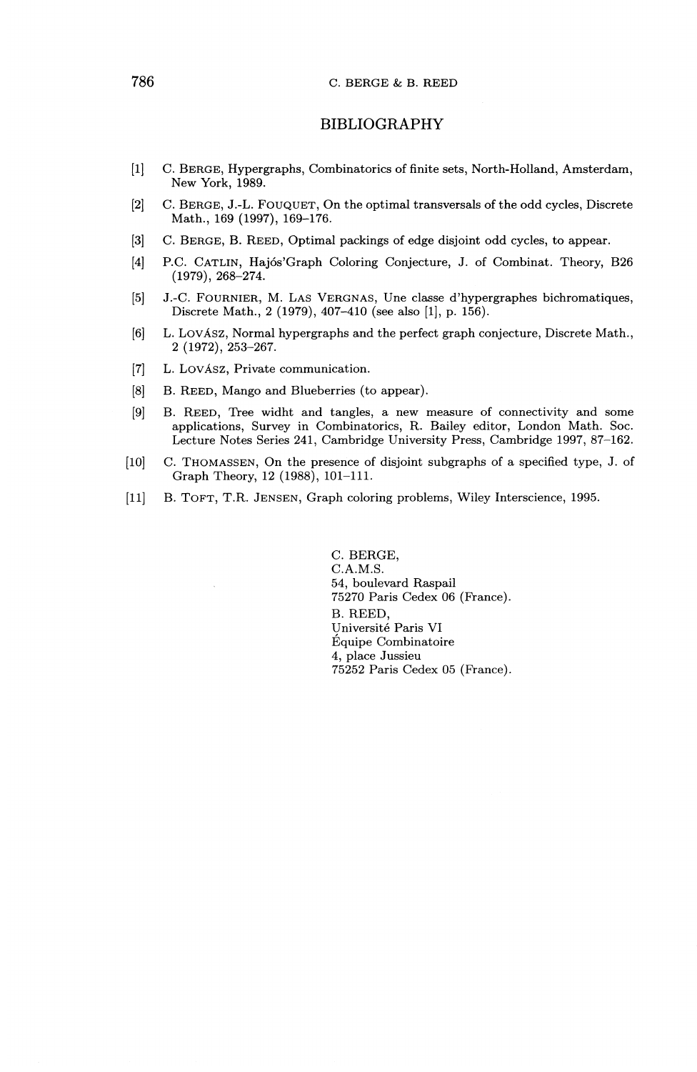## BIBLIOGRAPHY

[1] C. Berge, Hypergraphs, Combinatorics of finite sets, North-Holland, Amsterdam, New York, 1989.

[2] C. Berge, J.-L. Fouquet, On the optimal transversals of the odd cycles, Discrete Math., 169 (1997), 169–176.

[3] C. Berge, B. Reed, Optimal packings of edge disjoint odd cycles, to appear.

[4] P.C. Catlin, Hajós'Graph Coloring Conjecture, J. of Combinat. Theory, B26 (1979), 268–274.

[5] J.-C. Fournier, M. Las Vergnas, Une classe d'hypergraphes bichromatiques, Discrete Math., 2 (1979), 407–410 (see also [1], p. 156).

[6] L. Lovász, Normal hypergraphs and the perfect graph conjecture, Discrete Math., 2 (1972), 253–267.

[7] L. Lovász, Private communication.

[8] B. Reed, Mango and Blueberries (to appear).

[9] B. Reed, Tree widht and tangles, a new measure of connectivity and some applications, Survey in Combinatorics, R. Bailey editor, London Math. Soc. Lecture Notes Series 241, Cambridge University Press, Cambridge 1997, 87–162.

[10] C. Thomassen, On the presence of disjoint subgraphs of a specified type, J. of Graph Theory, 12 (1988), 101–111.

[11] B. Toft, T.R. Jensen, Graph coloring problems, Wiley Interscience, 1995.

C. BERGE,
C.A.M.S.
54, boulevard Raspail
75270 Paris Cedex 06 (France).

B. REED,
Université Paris VI
Équipe Combinatoire
4, place Jussieu
75252 Paris Cedex 05 (France).